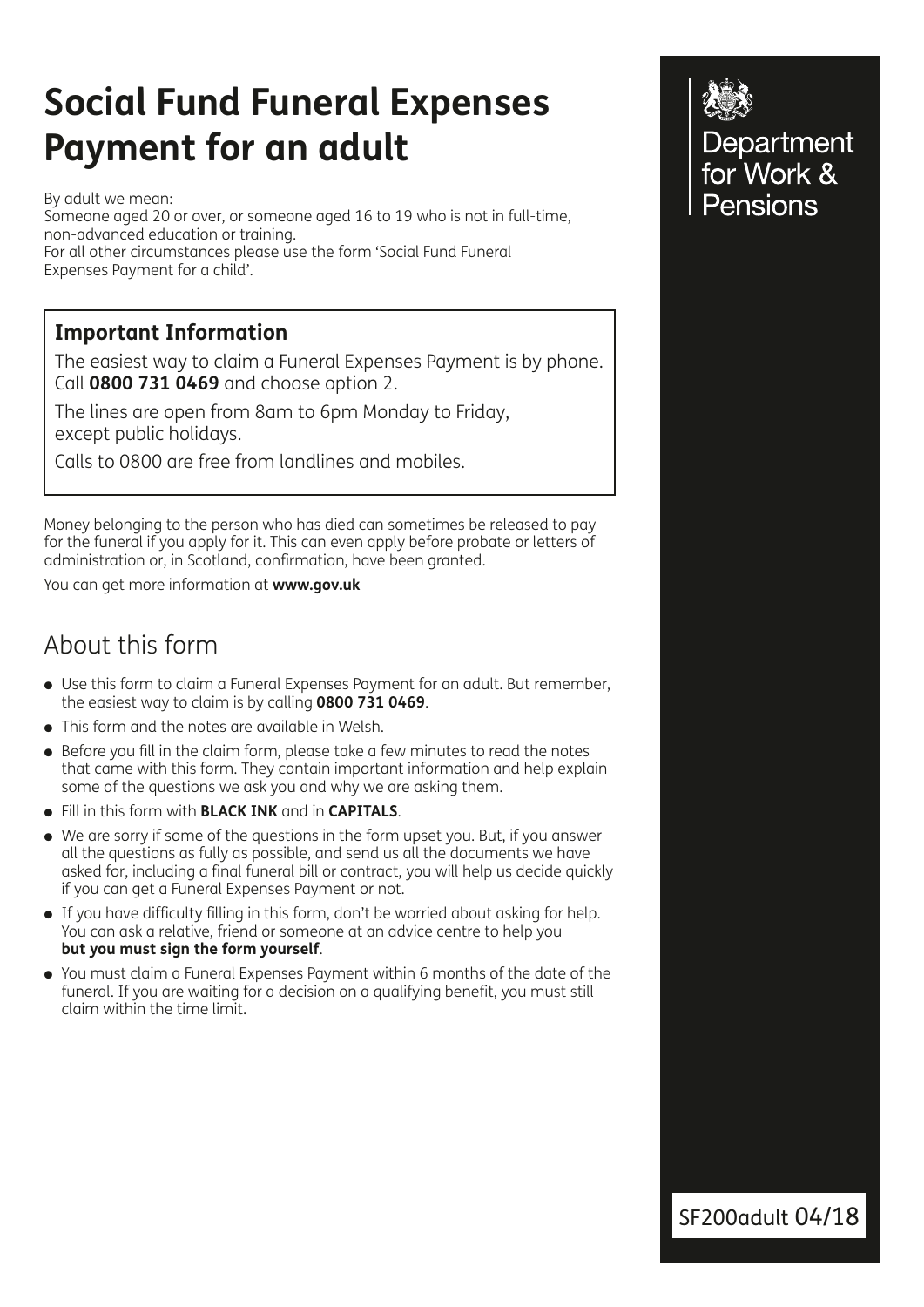# Social Fund Funeral Expenses Payment for an adult

By adult we mean:
Someone aged 20 or over, or someone aged 16 to 19 who is not in full-time, non-advanced education or training.
For all other circumstances please use the form 'Social Fund Funeral Expenses Payment for a child'.

Department for Work & Pensions

### Important Information

The easiest way to claim a Funeral Expenses Payment is by phone. Call **0800 731 0469** and choose option 2.

The lines are open from 8am to 6pm Monday to Friday, except public holidays.

Calls to 0800 are free from landlines and mobiles.

Money belonging to the person who has died can sometimes be released to pay for the funeral if you apply for it. This can even apply before probate or letters of administration or, in Scotland, confirmation, have been granted.

You can get more information at **www.gov.uk**

## About this form

- Use this form to claim a Funeral Expenses Payment for an adult. But remember, the easiest way to claim is by calling **0800 731 0469**.
- This form and the notes are available in Welsh.
- Before you fill in the claim form, please take a few minutes to read the notes that came with this form. They contain important information and help explain some of the questions we ask you and why we are asking them.
- Fill in this form with **BLACK INK** and in **CAPITALS**.
- We are sorry if some of the questions in the form upset you. But, if you answer all the questions as fully as possible, and send us all the documents we have asked for, including a final funeral bill or contract, you will help us decide quickly if you can get a Funeral Expenses Payment or not.
- If you have difficulty filling in this form, don't be worried about asking for help. You can ask a relative, friend or someone at an advice centre to help you **but you must sign the form yourself**.
- You must claim a Funeral Expenses Payment within 6 months of the date of the funeral. If you are waiting for a decision on a qualifying benefit, you must still claim within the time limit.

SF200adult 04/18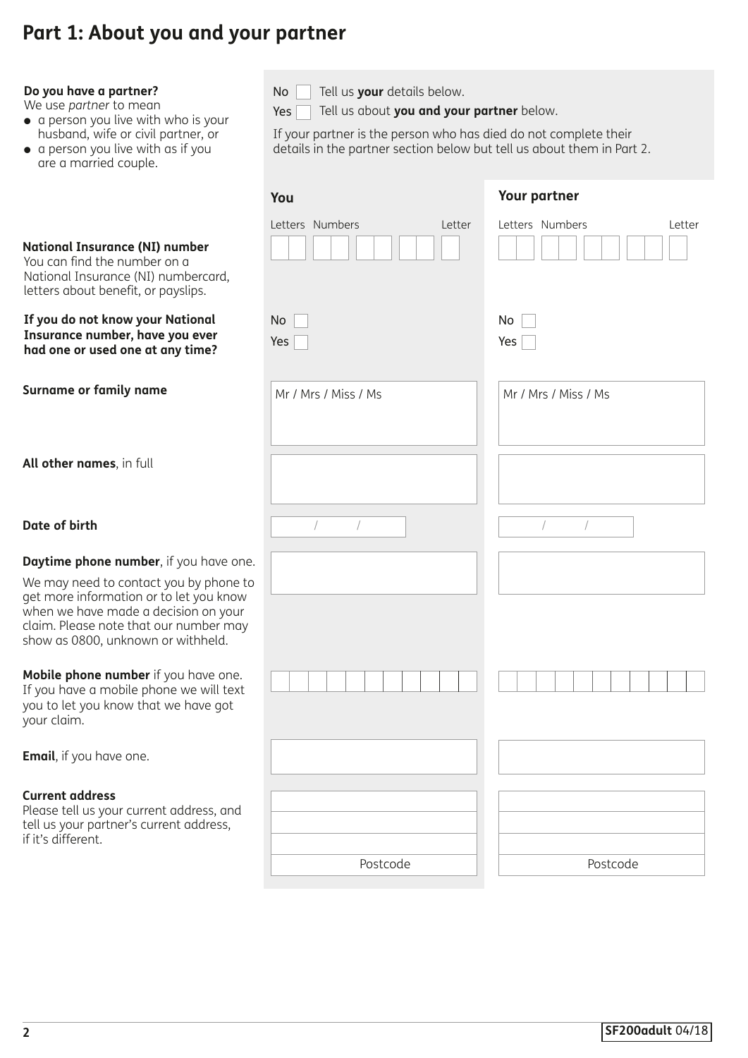# Part 1: About you and your partner

**Do you have a partner?**
We use *partner* to mean
- a person you live with who is your husband, wife or civil partner, or
- a person you live with as if you are a married couple.

No ☐ Tell us **your** details below.
Yes ☐ Tell us about **you and your partner** below.

If your partner is the person who has died do not complete their details in the partner section below but tell us about them in Part 2.

| | You | Your partner |
|---|---|---|
| **National Insurance (NI) number**<br>You can find the number on a National Insurance (NI) numbercard, letters about benefit, or payslips. | Letters Numbers Letter | Letters Numbers Letter |
| **If you do not know your National Insurance number, have you ever had one or used one at any time?** | No ☐<br>Yes ☐ | No ☐<br>Yes ☐ |
| **Surname or family name** | Mr / Mrs / Miss / Ms | Mr / Mrs / Miss / Ms |
| **All other names**, in full | | |
| **Date of birth** | / / | / / |
| **Daytime phone number**, if you have one.<br>We may need to contact you by phone to get more information or to let you know when we have made a decision on your claim. Please note that our number may show as 0800, unknown or withheld. | | |
| **Mobile phone number** if you have one. If you have a mobile phone we will text you to let you know that we have got your claim. | | |
| **Email**, if you have one. | | |
| **Current address**<br>Please tell us your current address, and tell us your partner's current address, if it's different. | Postcode | Postcode |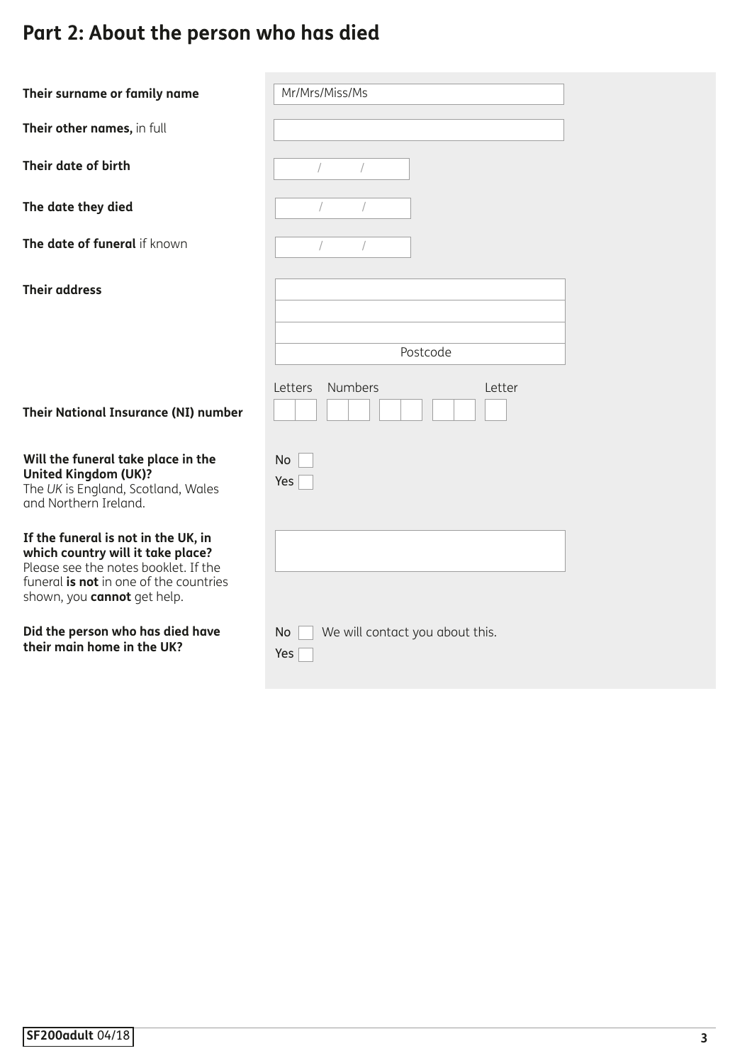# Part 2: About the person who has died

| | |
|---|---|
| **Their surname or family name** | Mr/Mrs/Miss/Ms |
| **Their other names,** in full | |
| **Their date of birth** | / / |
| **The date they died** | / / |
| **The date of funeral** if known | / / |
| **Their address** | Postcode |
| **Their National Insurance (NI) number** | Letters Numbers Letter |
| **Will the funeral take place in the United Kingdom (UK)?** The *UK* is England, Scotland, Wales and Northern Ireland. | No ☐ Yes ☐ |
| **If the funeral is not in the UK, in which country will it take place?** Please see the notes booklet. If the funeral **is not** in one of the countries shown, you **cannot** get help. | |
| **Did the person who has died have their main home in the UK?** | No ☐ We will contact you about this. Yes ☐ |

**SF200adult** 04/18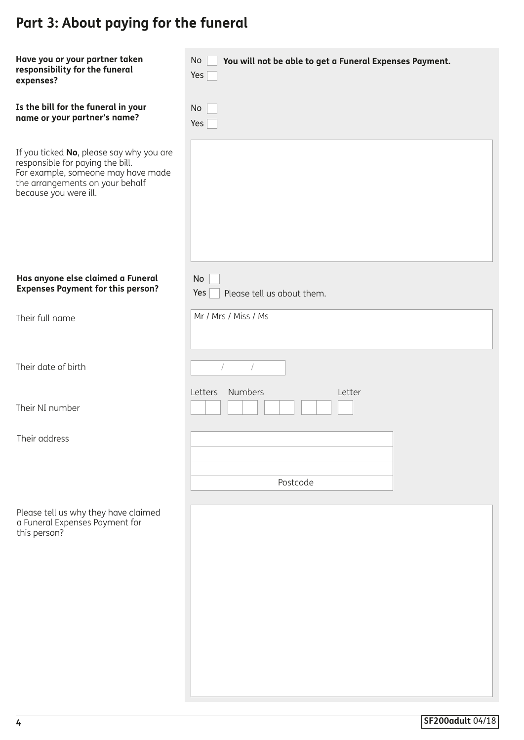## Part 3: About paying for the funeral

**Have you or your partner taken responsibility for the funeral expenses?**

No ☐ **You will not be able to get a Funeral Expenses Payment.**
Yes ☐

**Is the bill for the funeral in your name or your partner's name?**

No ☐
Yes ☐

If you ticked **No**, please say why you are responsible for paying the bill. For example, someone may have made the arrangements on your behalf because you were ill.

**Has anyone else claimed a Funeral Expenses Payment for this person?**

No ☐
Yes ☐ Please tell us about them.

Their full name

Mr / Mrs / Miss / Ms

Their date of birth

/ /

Their NI number

Letters Numbers Letter

Their address

Postcode

Please tell us why they have claimed a Funeral Expenses Payment for this person?

SF200adult 04/18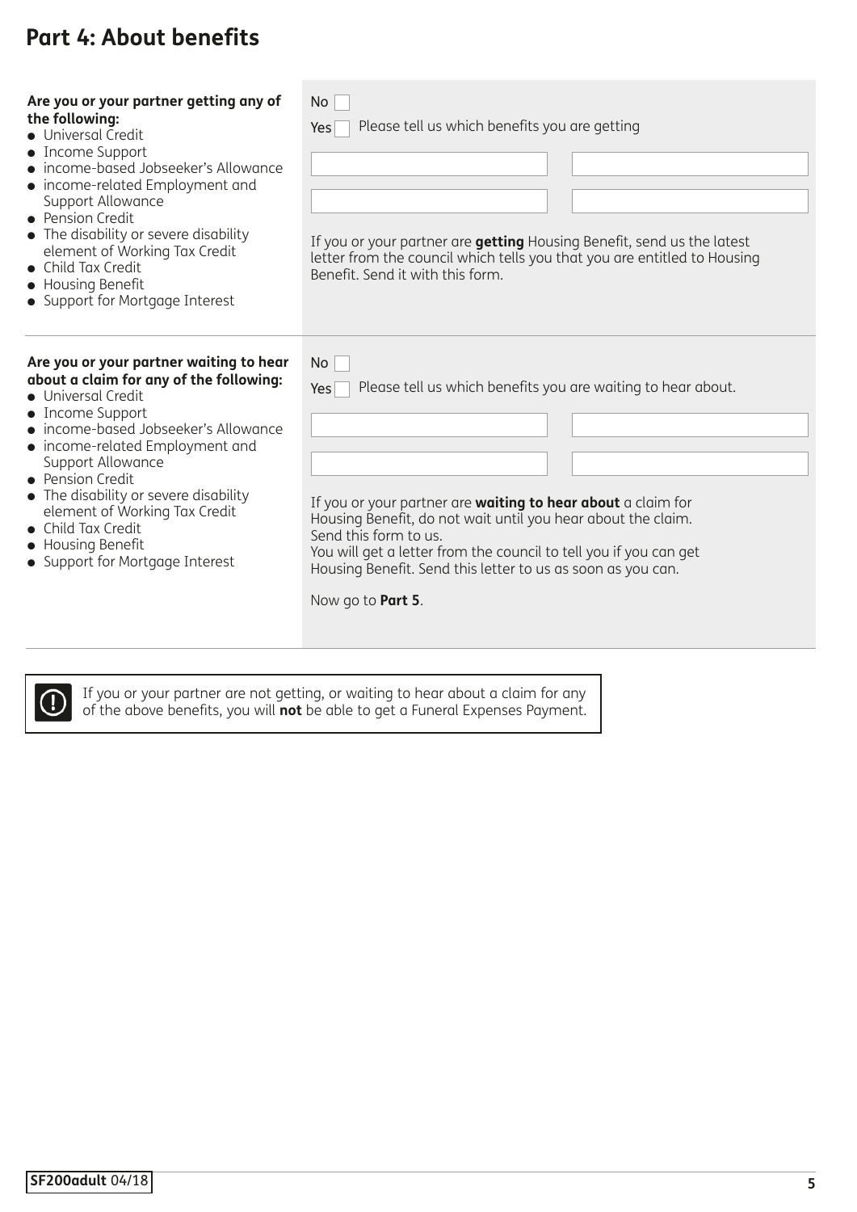# Part 4: About benefits

**Are you or your partner getting any of the following:**

- Universal Credit
- Income Support
- income-based Jobseeker's Allowance
- income-related Employment and Support Allowance
- Pension Credit
- The disability or severe disability element of Working Tax Credit
- Child Tax Credit
- Housing Benefit
- Support for Mortgage Interest

No ☐

Yes ☐ Please tell us which benefits you are getting

If you or your partner are **getting** Housing Benefit, send us the latest letter from the council which tells you that you are entitled to Housing Benefit. Send it with this form.

**Are you or your partner waiting to hear about a claim for any of the following:**

- Universal Credit
- Income Support
- income-based Jobseeker's Allowance
- income-related Employment and Support Allowance
- Pension Credit
- The disability or severe disability element of Working Tax Credit
- Child Tax Credit
- Housing Benefit
- Support for Mortgage Interest

No ☐

Yes ☐ Please tell us which benefits you are waiting to hear about.

If you or your partner are **waiting to hear about** a claim for Housing Benefit, do not wait until you hear about the claim. Send this form to us.
You will get a letter from the council to tell you if you can get Housing Benefit. Send this letter to us as soon as you can.

Now go to **Part 5**.

If you or your partner are not getting, or waiting to hear about a claim for any of the above benefits, you will **not** be able to get a Funeral Expenses Payment.

**SF200adult** 04/18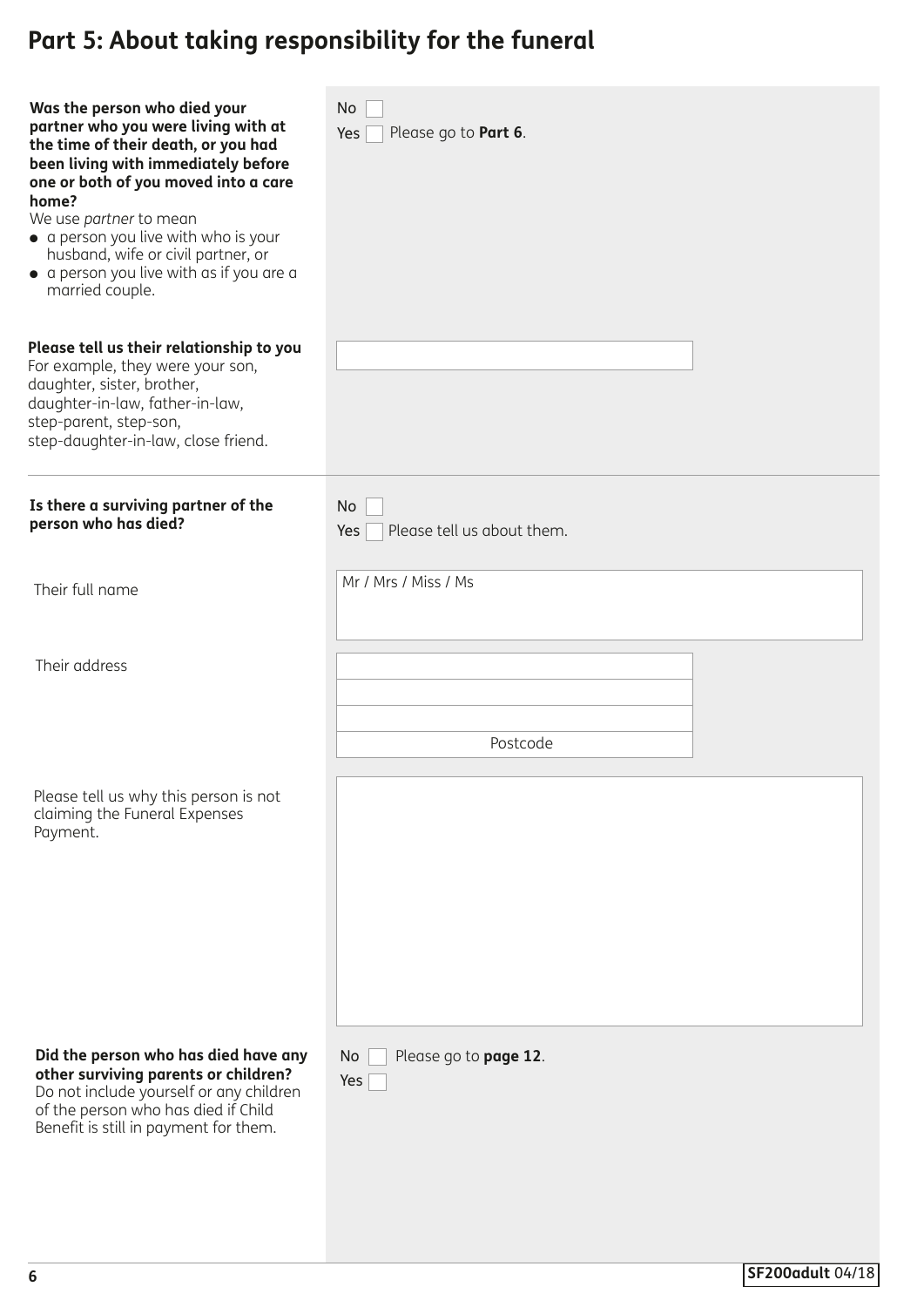# Part 5: About taking responsibility for the funeral

**Was the person who died your partner who you were living with at the time of their death, or you had been living with immediately before one or both of you moved into a care home?**
We use *partner* to mean
- a person you live with who is your husband, wife or civil partner, or
- a person you live with as if you are a married couple.

No ☐
Yes ☐ Please go to **Part 6**.

**Please tell us their relationship to you**
For example, they were your son, daughter, sister, brother, daughter-in-law, father-in-law, step-parent, step-son, step-daughter-in-law, close friend.

---

**Is there a surviving partner of the person who has died?**

No ☐
Yes ☐ Please tell us about them.

Their full name

Mr / Mrs / Miss / Ms

Their address

Postcode

Please tell us why this person is not claiming the Funeral Expenses Payment.

**Did the person who has died have any other surviving parents or children?**
Do not include yourself or any children of the person who has died if Child Benefit is still in payment for them.

No ☐ Please go to **page 12**.
Yes ☐

**SF200adult** 04/18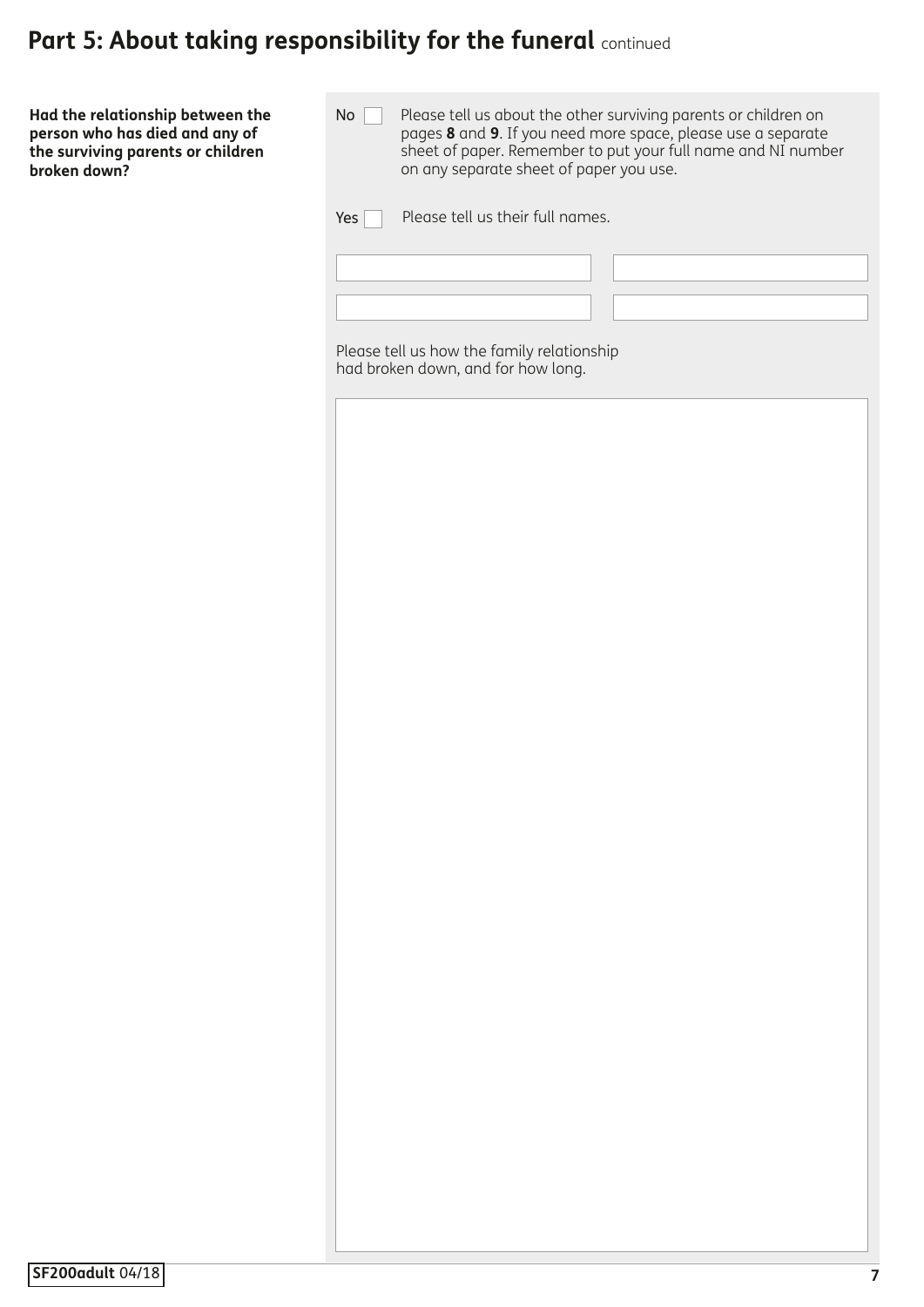## Part 5: About taking responsibility for the funeral continued

**Had the relationship between the person who has died and any of the surviving parents or children broken down?**

No ☐ Please tell us about the other surviving parents or children on pages **8** and **9**. If you need more space, please use a separate sheet of paper. Remember to put your full name and NI number on any separate sheet of paper you use.

Yes ☐ Please tell us their full names.

| | |
|---|---|
| | |
| | |

Please tell us how the family relationship had broken down, and for how long.

SF200adult 04/18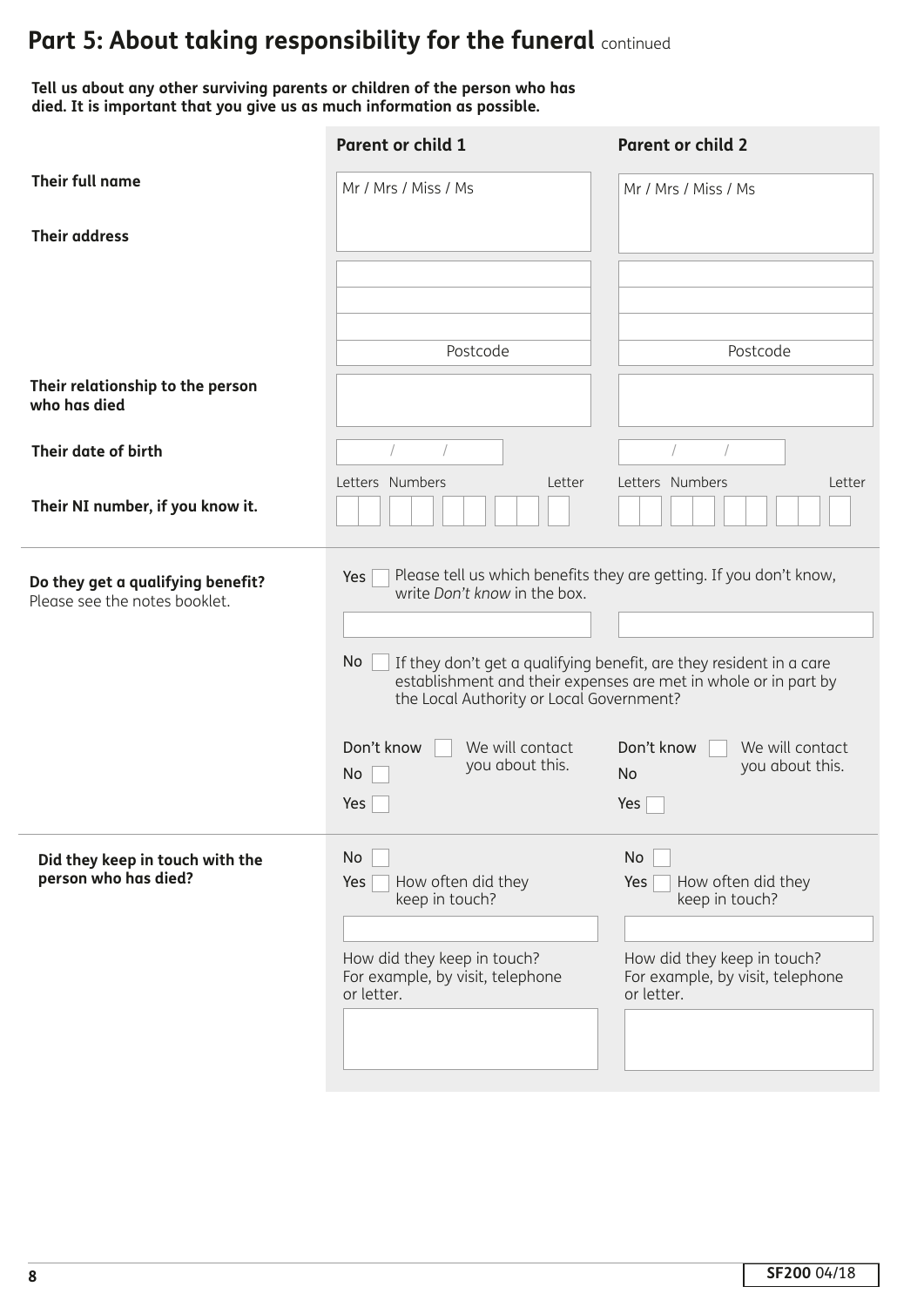## Part 5: About taking responsibility for the funeral continued

**Tell us about any other surviving parents or children of the person who has died. It is important that you give us as much information as possible.**

| | Parent or child 1 | Parent or child 2 |
|---|---|---|
| **Their full name** | Mr / Mrs / Miss / Ms | Mr / Mrs / Miss / Ms |
| **Their address** | | |
| | Postcode | Postcode |
| **Their relationship to the person who has died** | | |
| **Their date of birth** | / / | / / |
| **Their NI number, if you know it.** | Letters Numbers Letter | Letters Numbers Letter |

**Do they get a qualifying benefit?**
Please see the notes booklet.

Yes ☐ Please tell us which benefits they are getting. If you don't know, write *Don't know* in the box.

| Parent or child 1 | Parent or child 2 |
|---|---|
| | |

No ☐ If they don't get a qualifying benefit, are they resident in a care establishment and their expenses are met in whole or in part by the Local Authority or Local Government?

| Parent or child 1 | Parent or child 2 |
|---|---|
| Don't know ☐ We will contact you about this. | Don't know ☐ We will contact you about this. |
| No ☐ | No |
| Yes ☐ | Yes ☐ |

**Did they keep in touch with the person who has died?**

| Parent or child 1 | Parent or child 2 |
|---|---|
| No ☐ | No ☐ |
| Yes ☐ How often did they keep in touch? | Yes ☐ How often did they keep in touch? |
| How did they keep in touch? For example, by visit, telephone or letter. | How did they keep in touch? For example, by visit, telephone or letter. |

SF200 04/18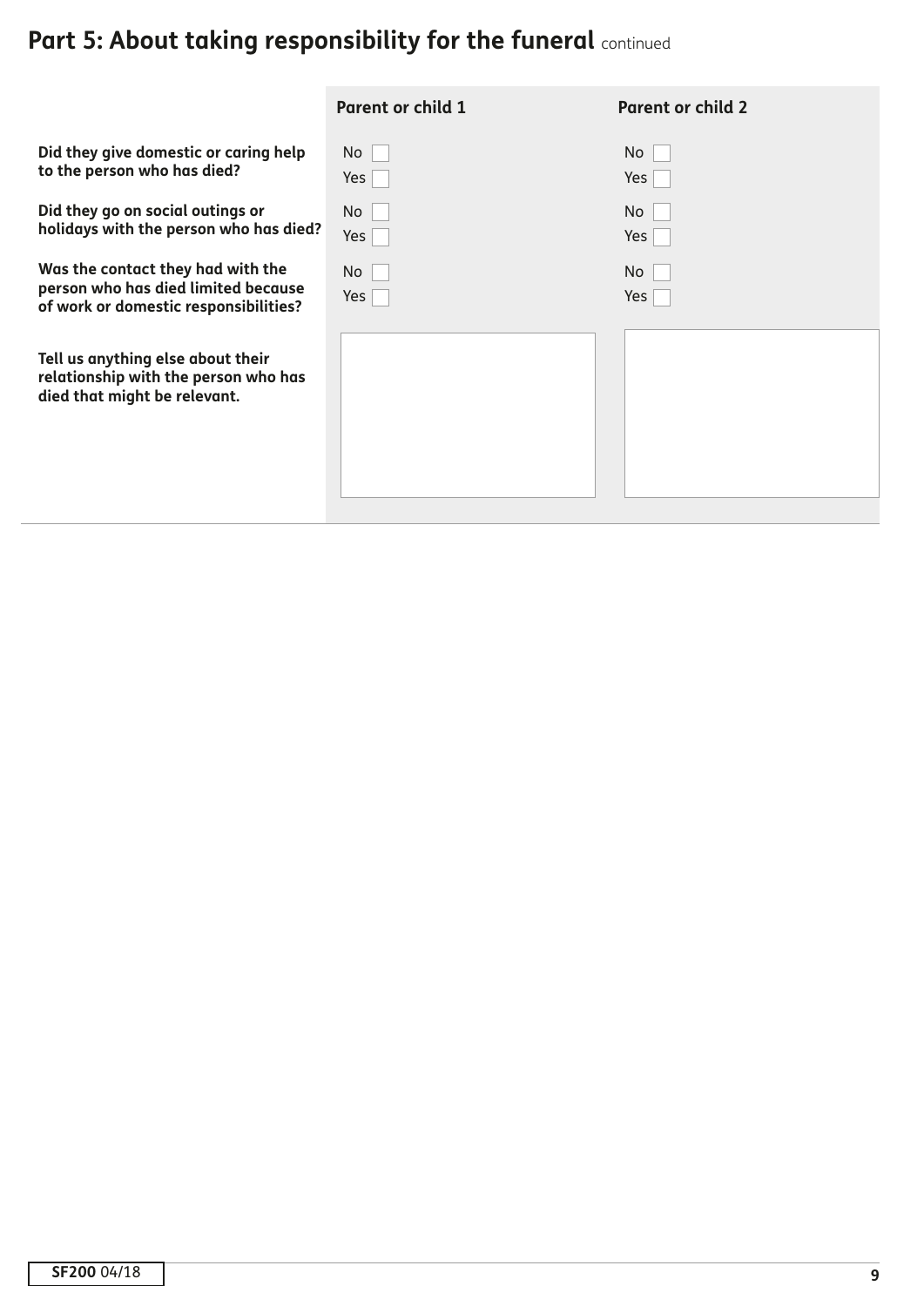## Part 5: About taking responsibility for the funeral continued

| | Parent or child 1 | Parent or child 2 |
|---|---|---|
| **Did they give domestic or caring help to the person who has died?** | No ☐ Yes ☐ | No ☐ Yes ☐ |
| **Did they go on social outings or holidays with the person who has died?** | No ☐ Yes ☐ | No ☐ Yes ☐ |
| **Was the contact they had with the person who has died limited because of work or domestic responsibilities?** | No ☐ Yes ☐ | No ☐ Yes ☐ |
| **Tell us anything else about their relationship with the person who has died that might be relevant.** | | |

SF200 04/18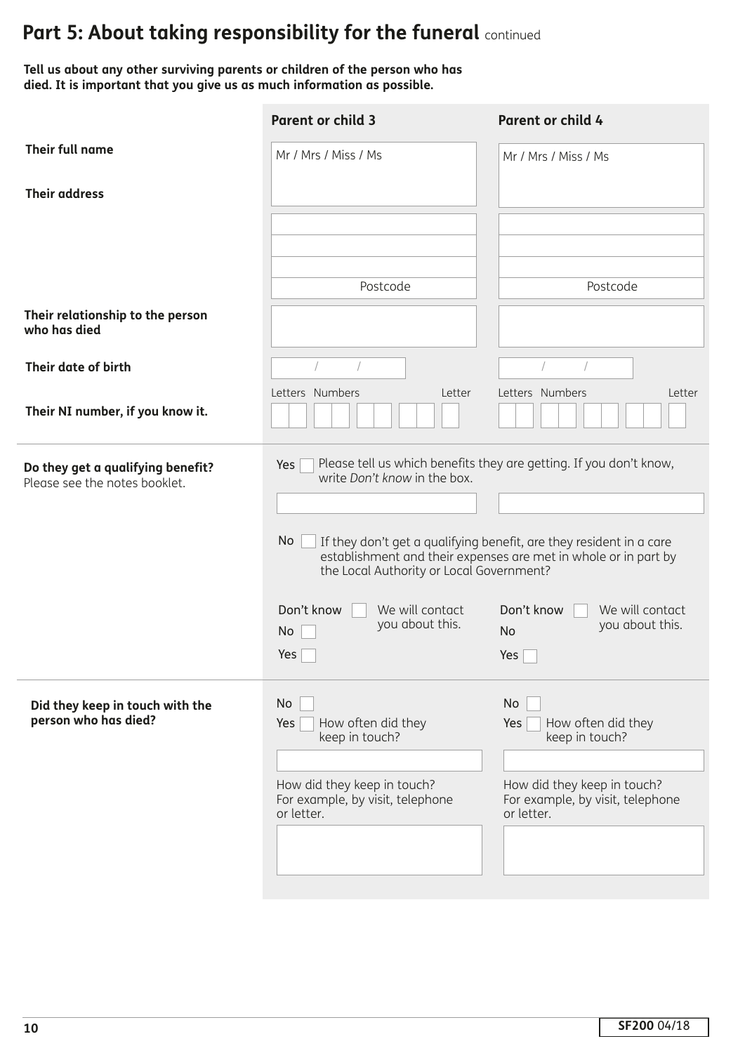## Part 5: About taking responsibility for the funeral continued

**Tell us about any other surviving parents or children of the person who has died. It is important that you give us as much information as possible.**

| | Parent or child 3 | Parent or child 4 |
|---|---|---|
| **Their full name** | Mr / Mrs / Miss / Ms | Mr / Mrs / Miss / Ms |
| **Their address** | | |
| | Postcode | Postcode |
| **Their relationship to the person who has died** | | |
| **Their date of birth** | / / | / / |
| **Their NI number, if you know it.** | Letters Numbers Letter | Letters Numbers Letter |
| **Do they get a qualifying benefit?** Please see the notes booklet. | Yes ☐ Please tell us which benefits they are getting. If you don't know, write *Don't know* in the box. | |
| | No ☐ If they don't get a qualifying benefit, are they resident in a care establishment and their expenses are met in whole or in part by the Local Authority or Local Government? | |
| | Don't know ☐ We will contact you about this. No ☐ Yes ☐ | Don't know ☐ We will contact you about this. No Yes ☐ |
| **Did they keep in touch with the person who has died?** | No ☐ Yes ☐ How often did they keep in touch? | No ☐ Yes ☐ How often did they keep in touch? |
| | How did they keep in touch? For example, by visit, telephone or letter. | How did they keep in touch? For example, by visit, telephone or letter. |

**SF200** 04/18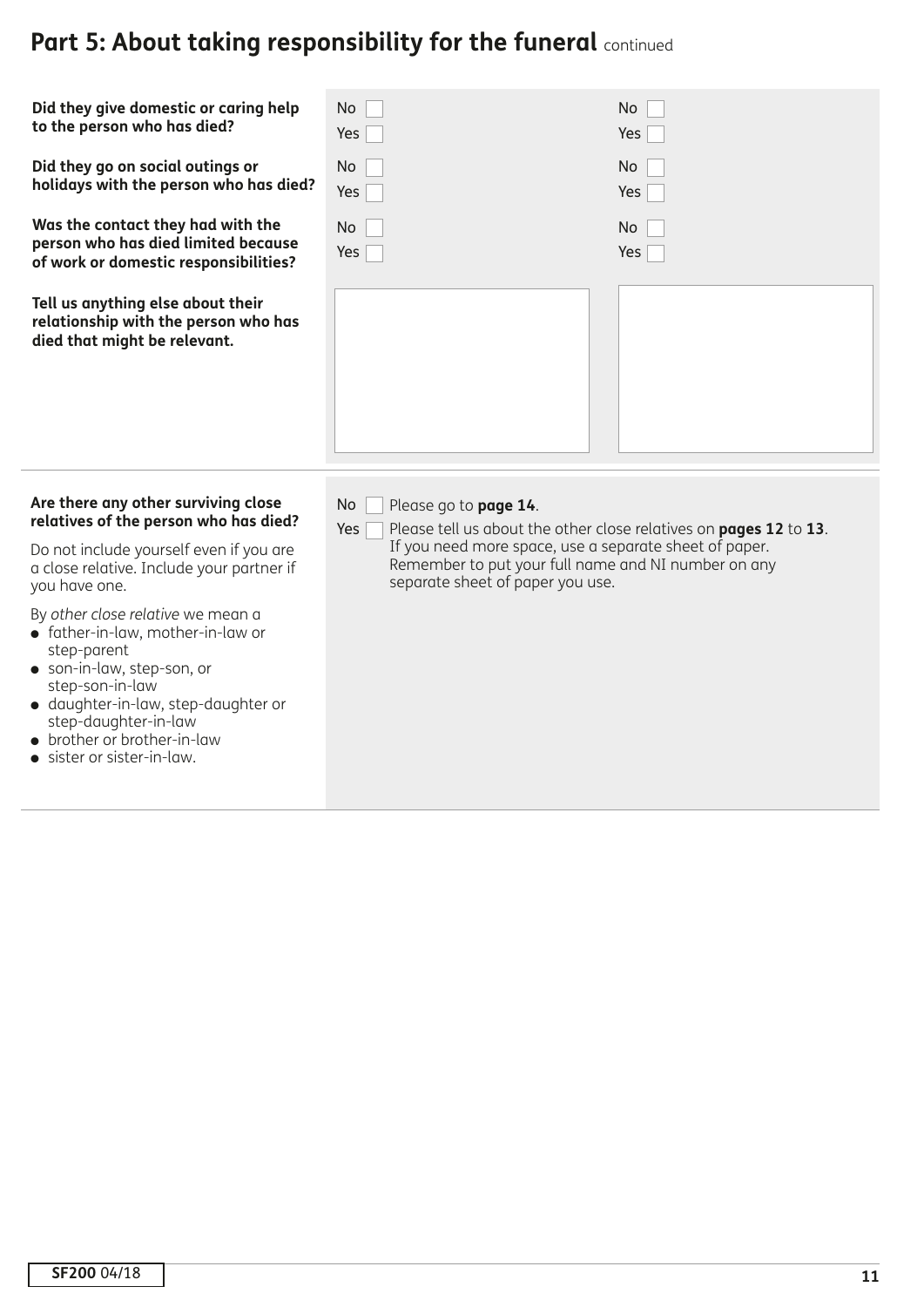## Part 5: About taking responsibility for the funeral continued

| | | |
|---|---|---|
| **Did they give domestic or caring help to the person who has died?** | No ☐ Yes ☐ | No ☐ Yes ☐ |
| **Did they go on social outings or holidays with the person who has died?** | No ☐ Yes ☐ | No ☐ Yes ☐ |
| **Was the contact they had with the person who has died limited because of work or domestic responsibilities?** | No ☐ Yes ☐ | No ☐ Yes ☐ |
| **Tell us anything else about their relationship with the person who has died that might be relevant.** | | |

**Are there any other surviving close relatives of the person who has died?**

Do not include yourself even if you are a close relative. Include your partner if you have one.

By *other close relative* we mean a

- father-in-law, mother-in-law or step-parent
- son-in-law, step-son, or step-son-in-law
- daughter-in-law, step-daughter or step-daughter-in-law
- brother or brother-in-law
- sister or sister-in-law.

No ☐ Please go to **page 14**.

Yes ☐ Please tell us about the other close relatives on **pages 12** to **13**. If you need more space, use a separate sheet of paper. Remember to put your full name and NI number on any separate sheet of paper you use.

**SF200** 04/18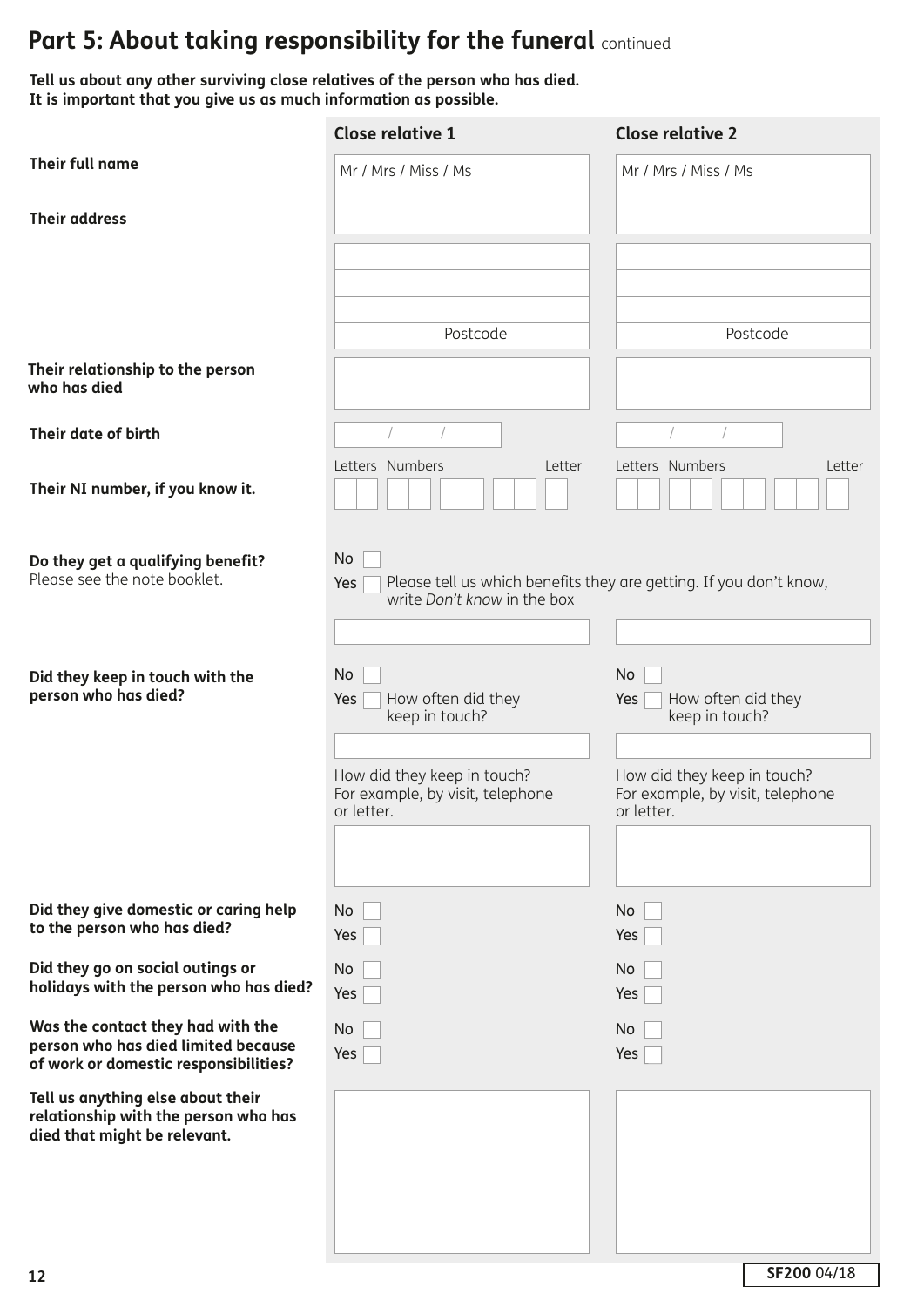## Part 5: About taking responsibility for the funeral continued

**Tell us about any other surviving close relatives of the person who has died.**
**It is important that you give us as much information as possible.**

| | Close relative 1 | Close relative 2 |
|---|---|---|
| **Their full name** | Mr / Mrs / Miss / Ms | Mr / Mrs / Miss / Ms |
| **Their address** | Postcode | Postcode |
| **Their relationship to the person who has died** | | |
| **Their date of birth** | / / | / / |
| **Their NI number, if you know it.** | Letters Numbers Letter | Letters Numbers Letter |
| **Do they get a qualifying benefit?** Please see the note booklet. | No ☐<br>Yes ☐ Please tell us which benefits they are getting. If you don't know, write *Don't know* in the box | |
| **Did they keep in touch with the person who has died?** | No ☐<br>Yes ☐ How often did they keep in touch?<br><br>How did they keep in touch? For example, by visit, telephone or letter. | No ☐<br>Yes ☐ How often did they keep in touch?<br><br>How did they keep in touch? For example, by visit, telephone or letter. |
| **Did they give domestic or caring help to the person who has died?** | No ☐<br>Yes ☐ | No ☐<br>Yes ☐ |
| **Did they go on social outings or holidays with the person who has died?** | No ☐<br>Yes ☐ | No ☐<br>Yes ☐ |
| **Was the contact they had with the person who has died limited because of work or domestic responsibilities?** | No ☐<br>Yes ☐ | No ☐<br>Yes ☐ |
| **Tell us anything else about their relationship with the person who has died that might be relevant.** | | |

SF200 04/18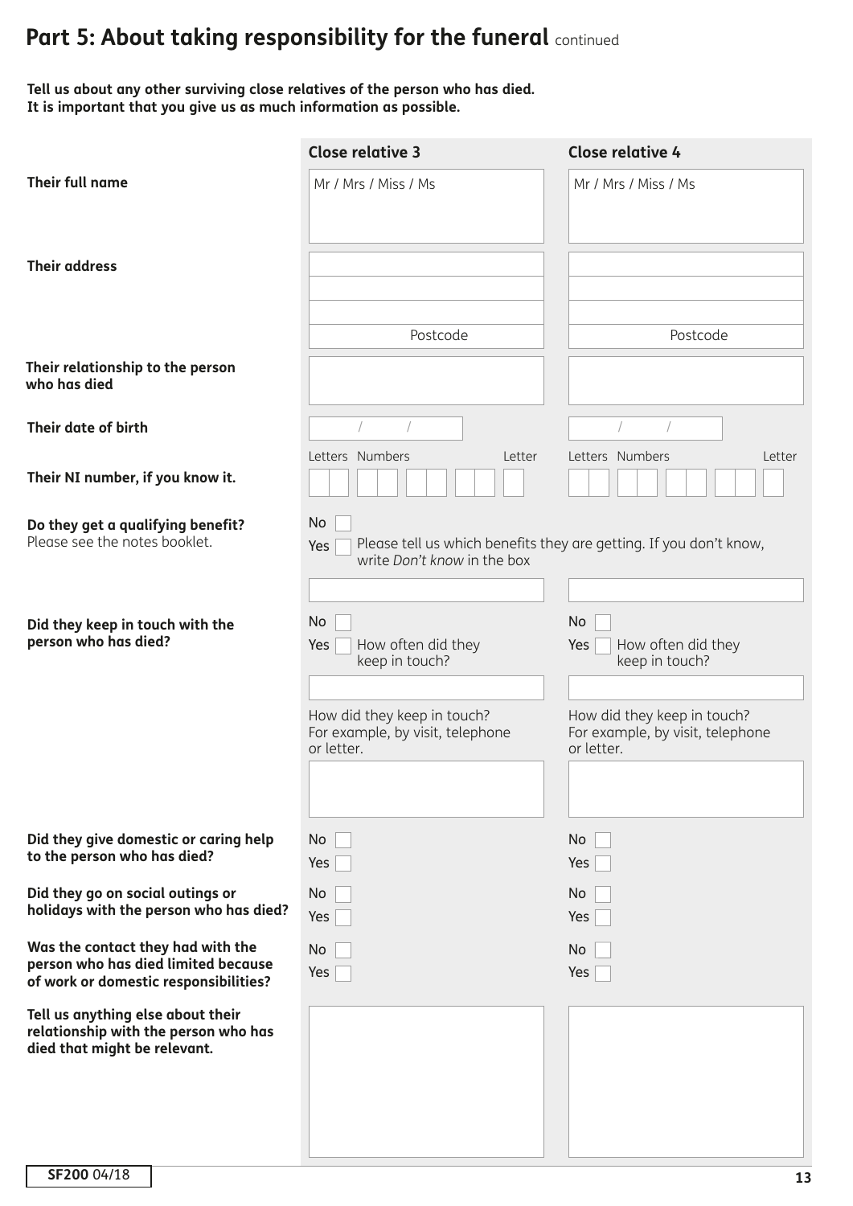# Part 5: About taking responsibility for the funeral continued

**Tell us about any other surviving close relatives of the person who has died.**
**It is important that you give us as much information as possible.**

| | Close relative 3 | Close relative 4 |
|---|---|---|
| **Their full name** | Mr / Mrs / Miss / Ms | Mr / Mrs / Miss / Ms |
| **Their address** | Postcode | Postcode |
| **Their relationship to the person who has died** | | |
| **Their date of birth** | / / | / / |
| **Their NI number, if you know it.** | Letters Numbers Letter | Letters Numbers Letter |
| **Do they get a qualifying benefit?** Please see the notes booklet. | No ☐ Yes ☐ Please tell us which benefits they are getting. If you don't know, write *Don't know* in the box | |
| **Did they keep in touch with the person who has died?** | No ☐ Yes ☐ How often did they keep in touch? | No ☐ Yes ☐ How often did they keep in touch? |
| | How did they keep in touch? For example, by visit, telephone or letter. | How did they keep in touch? For example, by visit, telephone or letter. |
| **Did they give domestic or caring help to the person who has died?** | No ☐ Yes ☐ | No ☐ Yes ☐ |
| **Did they go on social outings or holidays with the person who has died?** | No ☐ Yes ☐ | No ☐ Yes ☐ |
| **Was the contact they had with the person who has died limited because of work or domestic responsibilities?** | No ☐ Yes ☐ | No ☐ Yes ☐ |
| **Tell us anything else about their relationship with the person who has died that might be relevant.** | | |

**SF200** 04/18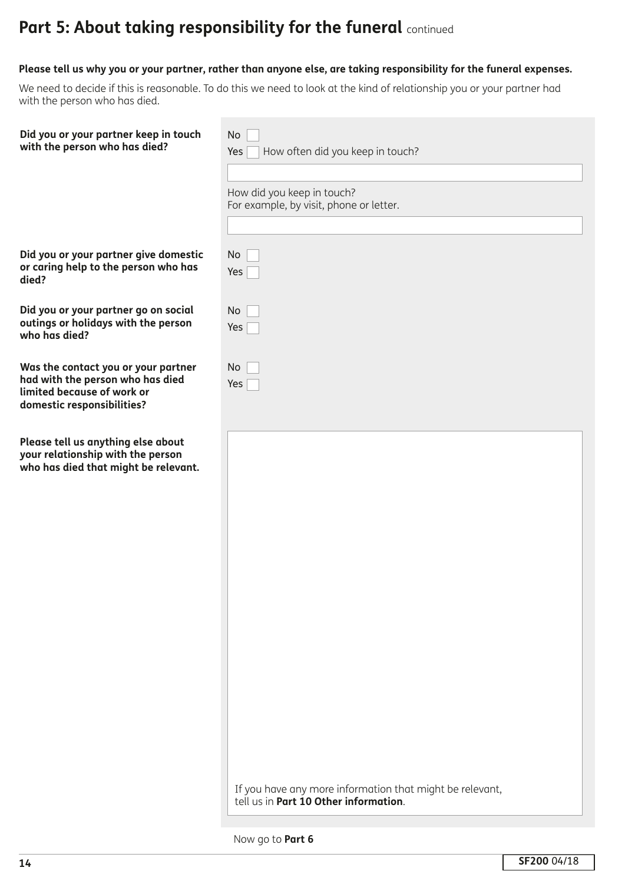# Part 5: About taking responsibility for the funeral continued

**Please tell us why you or your partner, rather than anyone else, are taking responsibility for the funeral expenses.**

We need to decide if this is reasonable. To do this we need to look at the kind of relationship you or your partner had with the person who has died.

**Did you or your partner keep in touch with the person who has died?**

No ☐
Yes ☐ How often did you keep in touch?

How did you keep in touch?
For example, by visit, phone or letter.

**Did you or your partner give domestic or caring help to the person who has died?**

No ☐
Yes ☐

**Did you or your partner go on social outings or holidays with the person who has died?**

No ☐
Yes ☐

**Was the contact you or your partner had with the person who has died limited because of work or domestic responsibilities?**

No ☐
Yes ☐

**Please tell us anything else about your relationship with the person who has died that might be relevant.**

If you have any more information that might be relevant, tell us in **Part 10 Other information**.

Now go to **Part 6**

**SF200** 04/18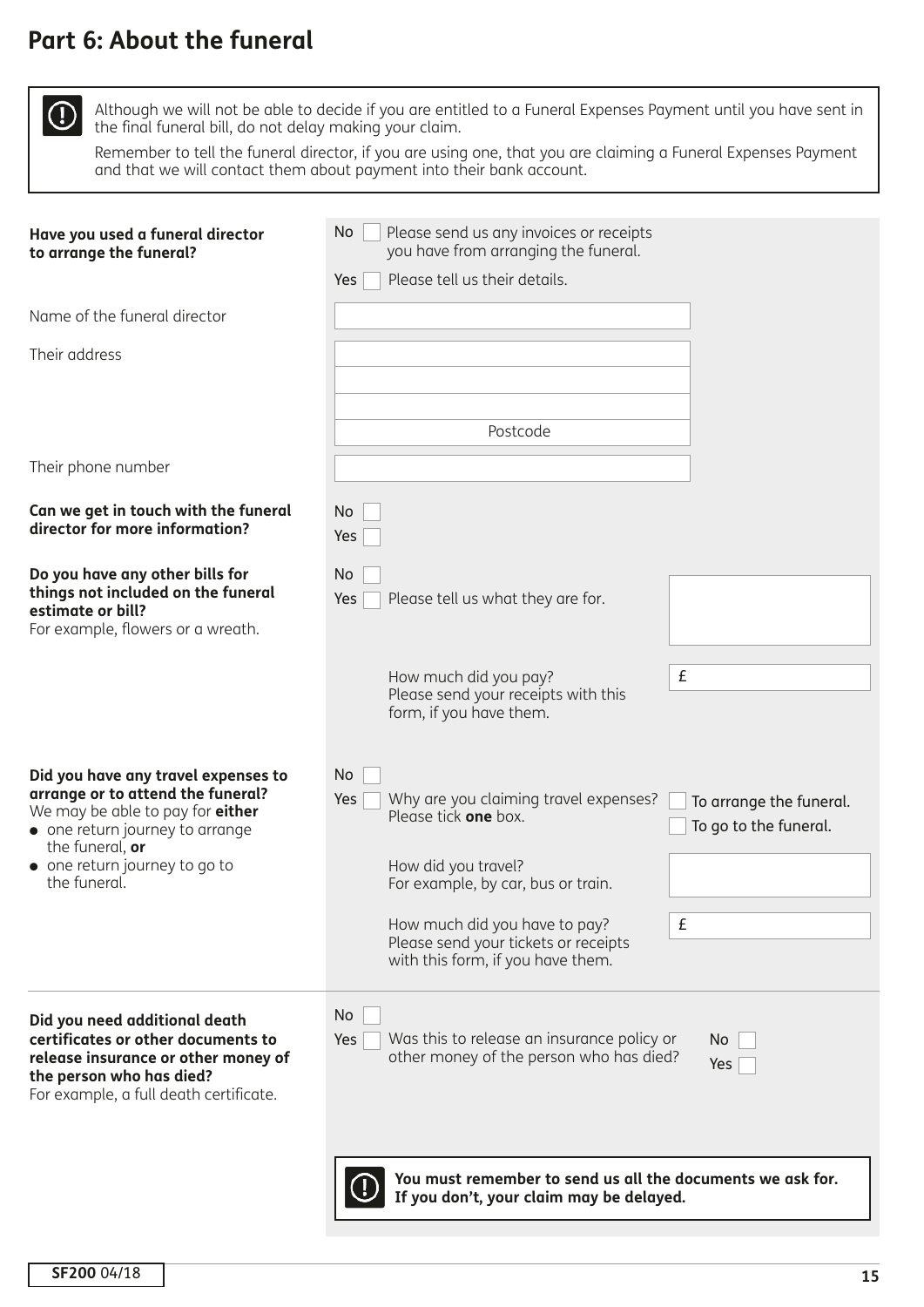# Part 6: About the funeral

> Although we will not be able to decide if you are entitled to a Funeral Expenses Payment until you have sent in the final funeral bill, do not delay making your claim.
>
> Remember to tell the funeral director, if you are using one, that you are claiming a Funeral Expenses Payment and that we will contact them about payment into their bank account.

**Have you used a funeral director to arrange the funeral?**

No ☐ Please send us any invoices or receipts you have from arranging the funeral.

Yes ☐ Please tell us their details.

Name of the funeral director

Their address

Postcode

Their phone number

**Can we get in touch with the funeral director for more information?**

No ☐

Yes ☐

**Do you have any other bills for things not included on the funeral estimate or bill?**
For example, flowers or a wreath.

No ☐

Yes ☐ Please tell us what they are for.

How much did you pay?
Please send your receipts with this form, if you have them. £

**Did you have any travel expenses to arrange or to attend the funeral?**
We may be able to pay for **either**

- one return journey to arrange the funeral, **or**
- one return journey to go to the funeral.

No ☐

Yes ☐ Why are you claiming travel expenses? Please tick **one** box.

☐ To arrange the funeral.

☐ To go to the funeral.

How did you travel?
For example, by car, bus or train.

How much did you have to pay?
Please send your tickets or receipts with this form, if you have them. £

**Did you need additional death certificates or other documents to release insurance or other money of the person who has died?**
For example, a full death certificate.

No ☐

Yes ☐ Was this to release an insurance policy or other money of the person who has died?

No ☐

Yes ☐

> **You must remember to send us all the documents we ask for. If you don't, your claim may be delayed.**

**SF200** 04/18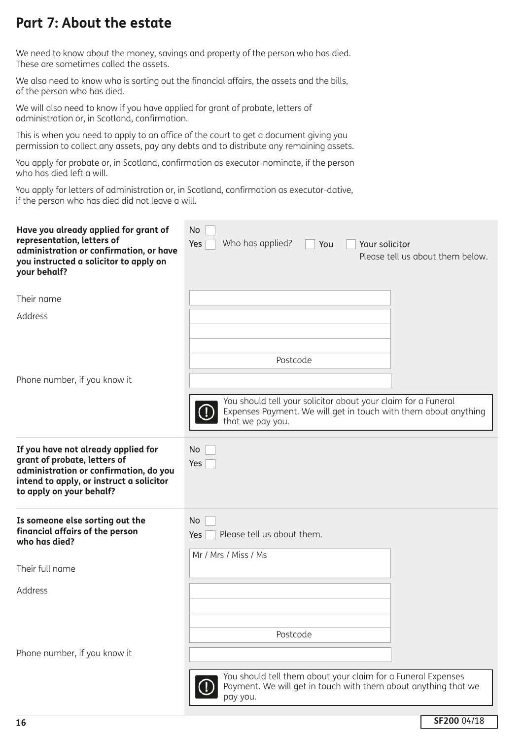# Part 7: About the estate

We need to know about the money, savings and property of the person who has died. These are sometimes called the assets.

We also need to know who is sorting out the financial affairs, the assets and the bills, of the person who has died.

We will also need to know if you have applied for grant of probate, letters of administration or, in Scotland, confirmation.

This is when you need to apply to an office of the court to get a document giving you permission to collect any assets, pay any debts and to distribute any remaining assets.

You apply for probate or, in Scotland, confirmation as executor-nominate, if the person who has died left a will.

You apply for letters of administration or, in Scotland, confirmation as executor-dative, if the person who has died did not leave a will.

**Have you already applied for grant of representation, letters of administration or confirmation, or have you instructed a solicitor to apply on your behalf?**

No ☐
Yes ☐ Who has applied? ☐ You ☐ Your solicitor
Please tell us about them below.

Their name

Address

Postcode

Phone number, if you know it

> You should tell your solicitor about your claim for a Funeral Expenses Payment. We will get in touch with them about anything that we pay you.

**If you have not already applied for grant of probate, letters of administration or confirmation, do you intend to apply, or instruct a solicitor to apply on your behalf?**

No ☐
Yes ☐

**Is someone else sorting out the financial affairs of the person who has died?**

No ☐
Yes ☐ Please tell us about them.

Their full name — Mr / Mrs / Miss / Ms

Address

Postcode

Phone number, if you know it

> You should tell them about your claim for a Funeral Expenses Payment. We will get in touch with them about anything that we pay you.

SF200 04/18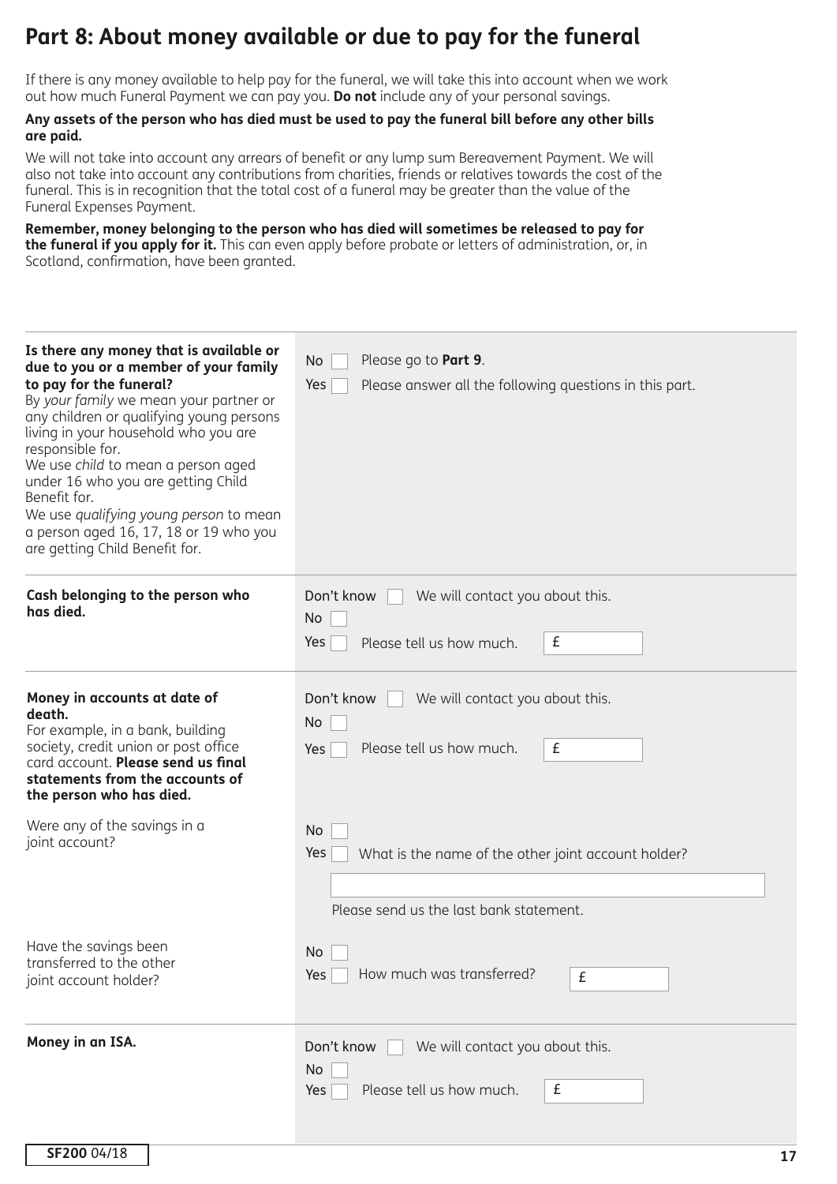# Part 8: About money available or due to pay for the funeral

If there is any money available to help pay for the funeral, we will take this into account when we work out how much Funeral Payment we can pay you. **Do not** include any of your personal savings.

**Any assets of the person who has died must be used to pay the funeral bill before any other bills are paid.**

We will not take into account any arrears of benefit or any lump sum Bereavement Payment. We will also not take into account any contributions from charities, friends or relatives towards the cost of the funeral. This is in recognition that the total cost of a funeral may be greater than the value of the Funeral Expenses Payment.

**Remember, money belonging to the person who has died will sometimes be released to pay for the funeral if you apply for it.** This can even apply before probate or letters of administration, or, in Scotland, confirmation, have been granted.

| | |
|---|---|
| **Is there any money that is available or due to you or a member of your family to pay for the funeral?**<br>By *your family* we mean your partner or any children or qualifying young persons living in your household who you are responsible for.<br>We use *child* to mean a person aged under 16 who you are getting Child Benefit for.<br>We use *qualifying young person* to mean a person aged 16, 17, 18 or 19 who you are getting Child Benefit for. | No ☐ Please go to **Part 9**.<br>Yes ☐ Please answer all the following questions in this part. |
| **Cash belonging to the person who has died.** | Don't know ☐ We will contact you about this.<br>No ☐<br>Yes ☐ Please tell us how much. £ |
| **Money in accounts at date of death.**<br>For example, in a bank, building society, credit union or post office card account. **Please send us final statements from the accounts of the person who has died.** | Don't know ☐ We will contact you about this.<br>No ☐<br>Yes ☐ Please tell us how much. £ |
| Were any of the savings in a joint account? | No ☐<br>Yes ☐ What is the name of the other joint account holder?<br>Please send us the last bank statement. |
| Have the savings been transferred to the other joint account holder? | No ☐<br>Yes ☐ How much was transferred? £ |
| **Money in an ISA.** | Don't know ☐ We will contact you about this.<br>No ☐<br>Yes ☐ Please tell us how much. £ |

SF200 04/18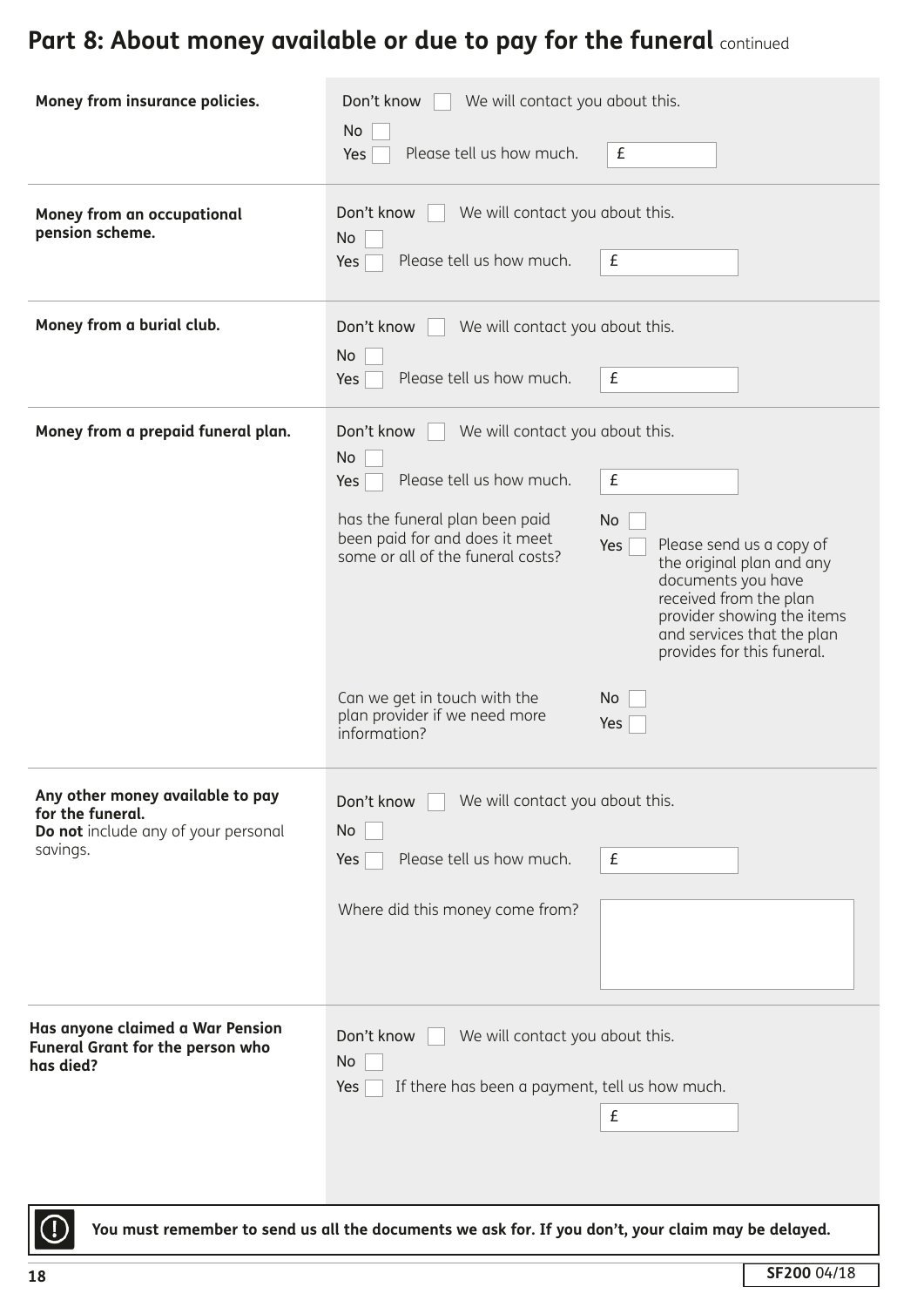## Part 8: About money available or due to pay for the funeral continued

| | |
|---|---|
| **Money from insurance policies.** | Don't know ☐ We will contact you about this.<br>No ☐<br>Yes ☐ Please tell us how much. £ |
| **Money from an occupational pension scheme.** | Don't know ☐ We will contact you about this.<br>No ☐<br>Yes ☐ Please tell us how much. £ |
| **Money from a burial club.** | Don't know ☐ We will contact you about this.<br>No ☐<br>Yes ☐ Please tell us how much. £ |
| **Money from a prepaid funeral plan.** | Don't know ☐ We will contact you about this.<br>No ☐<br>Yes ☐ Please tell us how much. £<br><br>has the funeral plan been paid been paid for and does it meet some or all of the funeral costs?<br>No ☐<br>Yes ☐ Please send us a copy of the original plan and any documents you have received from the plan provider showing the items and services that the plan provides for this funeral.<br><br>Can we get in touch with the plan provider if we need more information?<br>No ☐<br>Yes ☐ |
| **Any other money available to pay for the funeral.**<br>**Do not** include any of your personal savings. | Don't know ☐ We will contact you about this.<br>No ☐<br>Yes ☐ Please tell us how much. £<br><br>Where did this money come from? |
| **Has anyone claimed a War Pension Funeral Grant for the person who has died?** | Don't know ☐ We will contact you about this.<br>No ☐<br>Yes ☐ If there has been a payment, tell us how much.<br>£ |

**You must remember to send us all the documents we ask for. If you don't, your claim may be delayed.**

**SF200** 04/18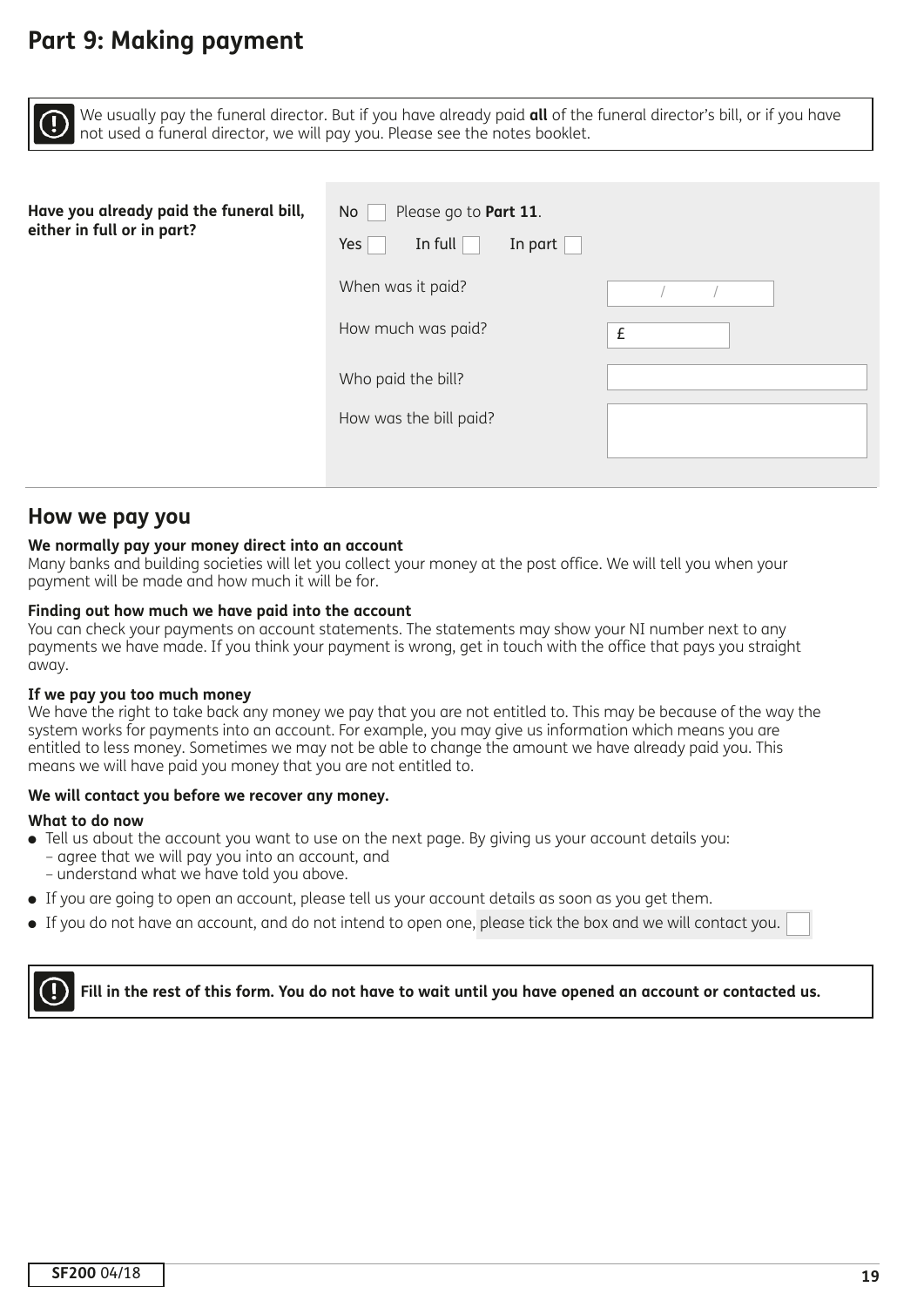# Part 9: Making payment

> We usually pay the funeral director. But if you have already paid **all** of the funeral director's bill, or if you have not used a funeral director, we will pay you. Please see the notes booklet.

**Have you already paid the funeral bill, either in full or in part?**

No ☐ Please go to **Part 11**.

Yes ☐ In full ☐ In part ☐

When was it paid? ___ / ___ / ___

How much was paid? £ ______

Who paid the bill? ______

How was the bill paid? ______

## How we pay you

**We normally pay your money direct into an account**
Many banks and building societies will let you collect your money at the post office. We will tell you when your payment will be made and how much it will be for.

**Finding out how much we have paid into the account**
You can check your payments on account statements. The statements may show your NI number next to any payments we have made. If you think your payment is wrong, get in touch with the office that pays you straight away.

**If we pay you too much money**
We have the right to take back any money we pay that you are not entitled to. This may be because of the way the system works for payments into an account. For example, you may give us information which means you are entitled to less money. Sometimes we may not be able to change the amount we have already paid you. This means we will have paid you money that you are not entitled to.

**We will contact you before we recover any money.**

**What to do now**

- Tell us about the account you want to use on the next page. By giving us your account details you:
  - agree that we will pay you into an account, and
  - understand what we have told you above.
- If you are going to open an account, please tell us your account details as soon as you get them.
- If you do not have an account, and do not intend to open one, please tick the box and we will contact you. ☐

> **Fill in the rest of this form. You do not have to wait until you have opened an account or contacted us.**

SF200 04/18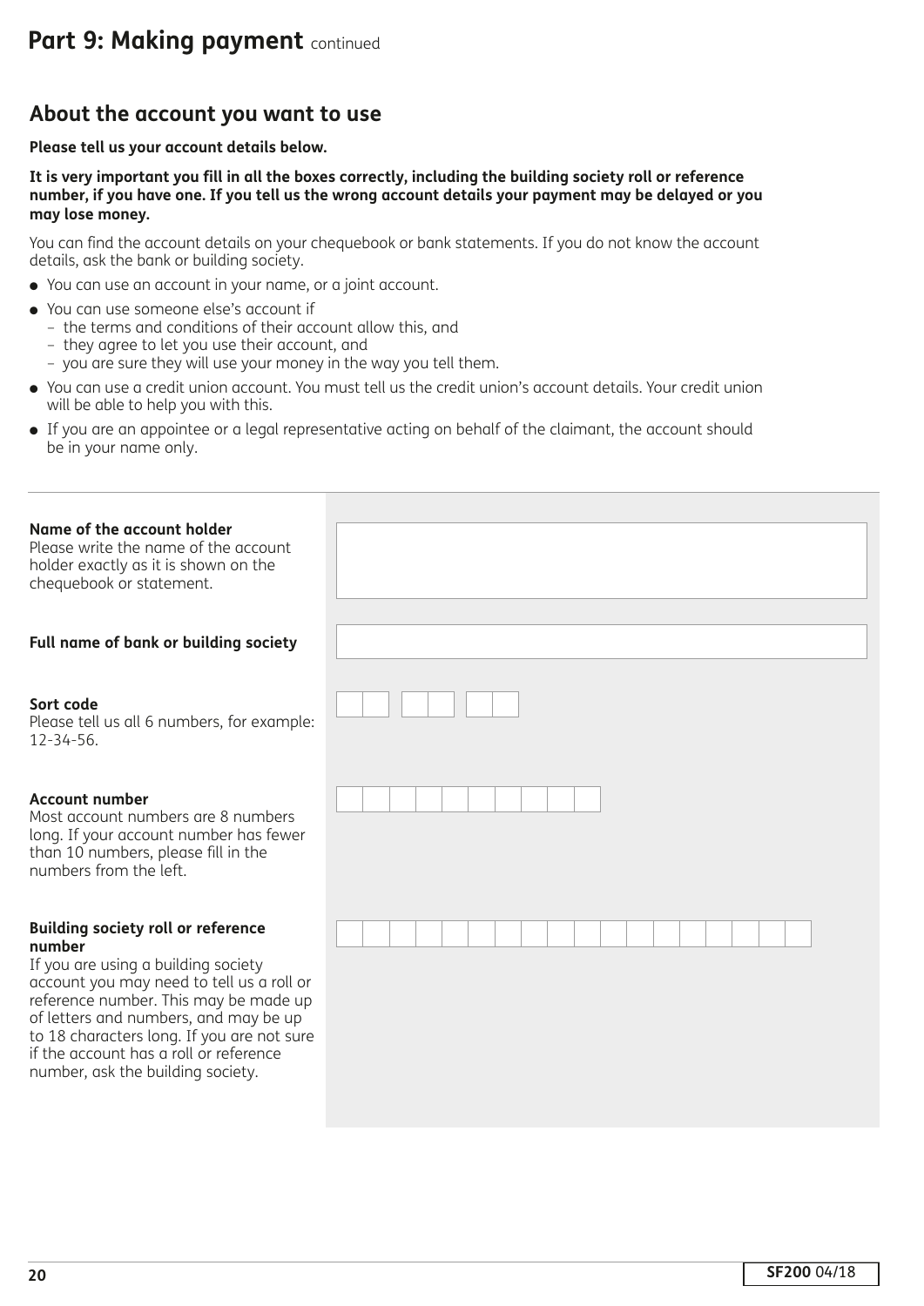# Part 9: Making payment continued

## About the account you want to use

**Please tell us your account details below.**

**It is very important you fill in all the boxes correctly, including the building society roll or reference number, if you have one. If you tell us the wrong account details your payment may be delayed or you may lose money.**

You can find the account details on your chequebook or bank statements. If you do not know the account details, ask the bank or building society.

- You can use an account in your name, or a joint account.
- You can use someone else's account if
  - the terms and conditions of their account allow this, and
  - they agree to let you use their account, and
  - you are sure they will use your money in the way you tell them.
- You can use a credit union account. You must tell us the credit union's account details. Your credit union will be able to help you with this.
- If you are an appointee or a legal representative acting on behalf of the claimant, the account should be in your name only.

**Name of the account holder**
Please write the name of the account holder exactly as it is shown on the chequebook or statement.

**Full name of bank or building society**

**Sort code**
Please tell us all 6 numbers, for example: 12-34-56.

**Account number**
Most account numbers are 8 numbers long. If your account number has fewer than 10 numbers, please fill in the numbers from the left.

**Building society roll or reference number**
If you are using a building society account you may need to tell us a roll or reference number. This may be made up of letters and numbers, and may be up to 18 characters long. If you are not sure if the account has a roll or reference number, ask the building society.

SF200 04/18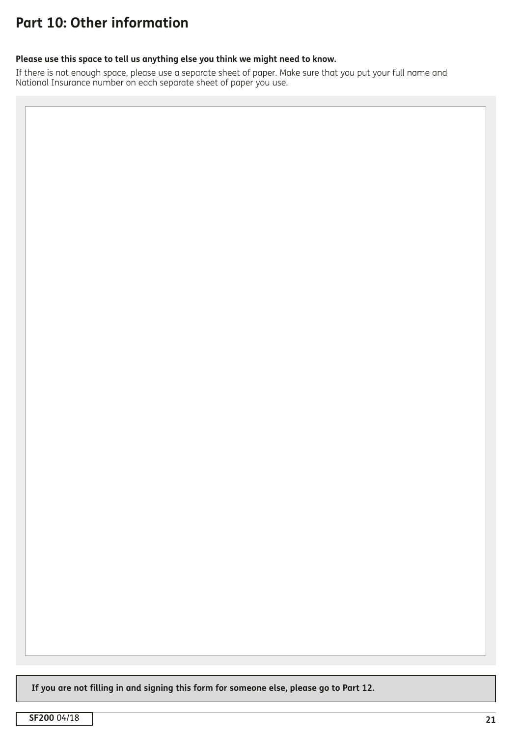# Part 10: Other information

**Please use this space to tell us anything else you think we might need to know.**

If there is not enough space, please use a separate sheet of paper. Make sure that you put your full name and National Insurance number on each separate sheet of paper you use.

**If you are not filling in and signing this form for someone else, please go to Part 12.**

**SF200** 04/18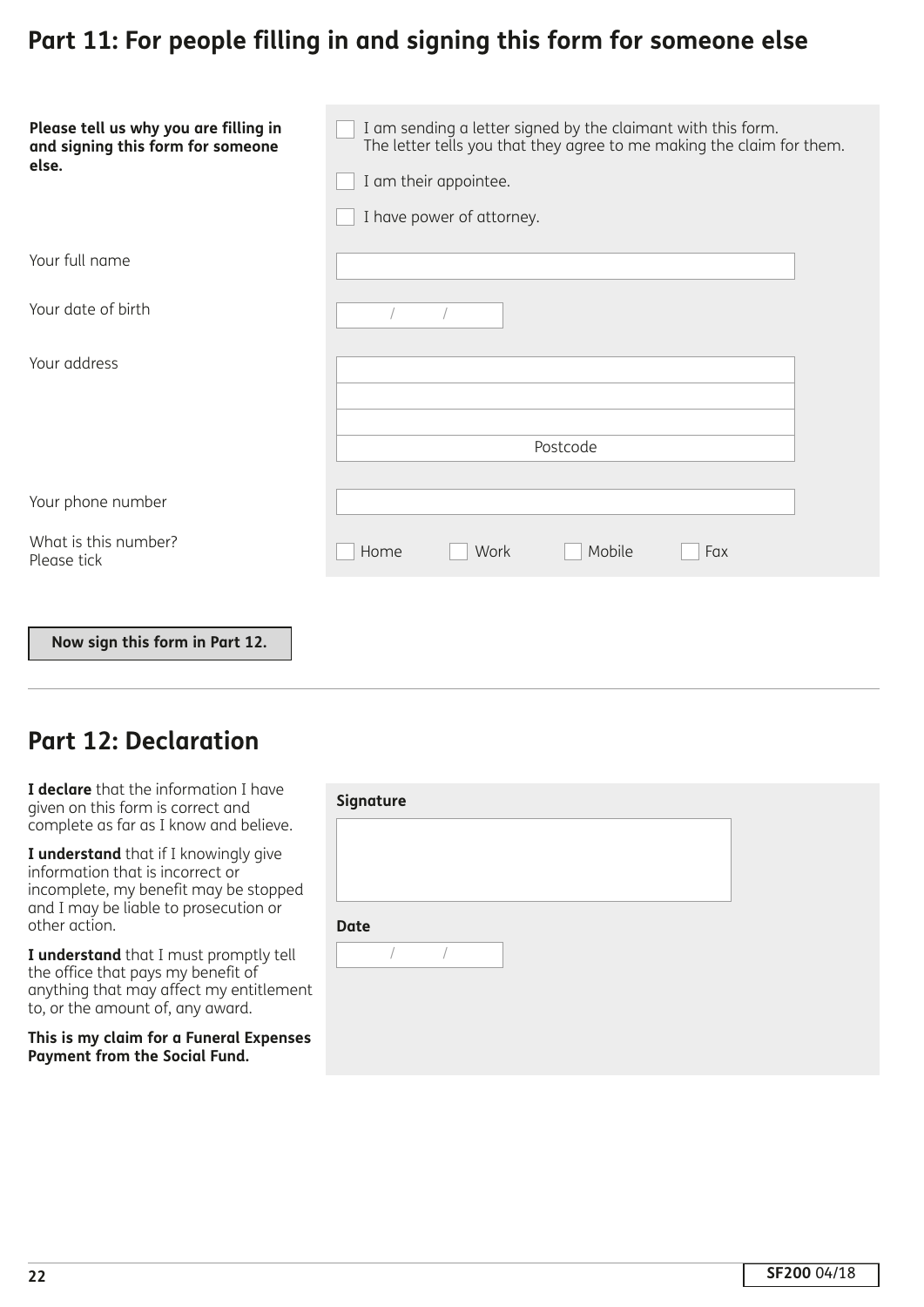## Part 11: For people filling in and signing this form for someone else

**Please tell us why you are filling in and signing this form for someone else.**

- ☐ I am sending a letter signed by the claimant with this form. The letter tells you that they agree to me making the claim for them.
- ☐ I am their appointee.
- ☐ I have power of attorney.

Your full name

Your date of birth  / /

Your address

Postcode

Your phone number

What is this number? Please tick

☐ Home ☐ Work ☐ Mobile ☐ Fax

**Now sign this form in Part 12.**

---

## Part 12: Declaration

**I declare** that the information I have given on this form is correct and complete as far as I know and believe.

**I understand** that if I knowingly give information that is incorrect or incomplete, my benefit may be stopped and I may be liable to prosecution or other action.

**I understand** that I must promptly tell the office that pays my benefit of anything that may affect my entitlement to, or the amount of, any award.

**This is my claim for a Funeral Expenses Payment from the Social Fund.**

**Signature**

**Date**  / /

**SF200** 04/18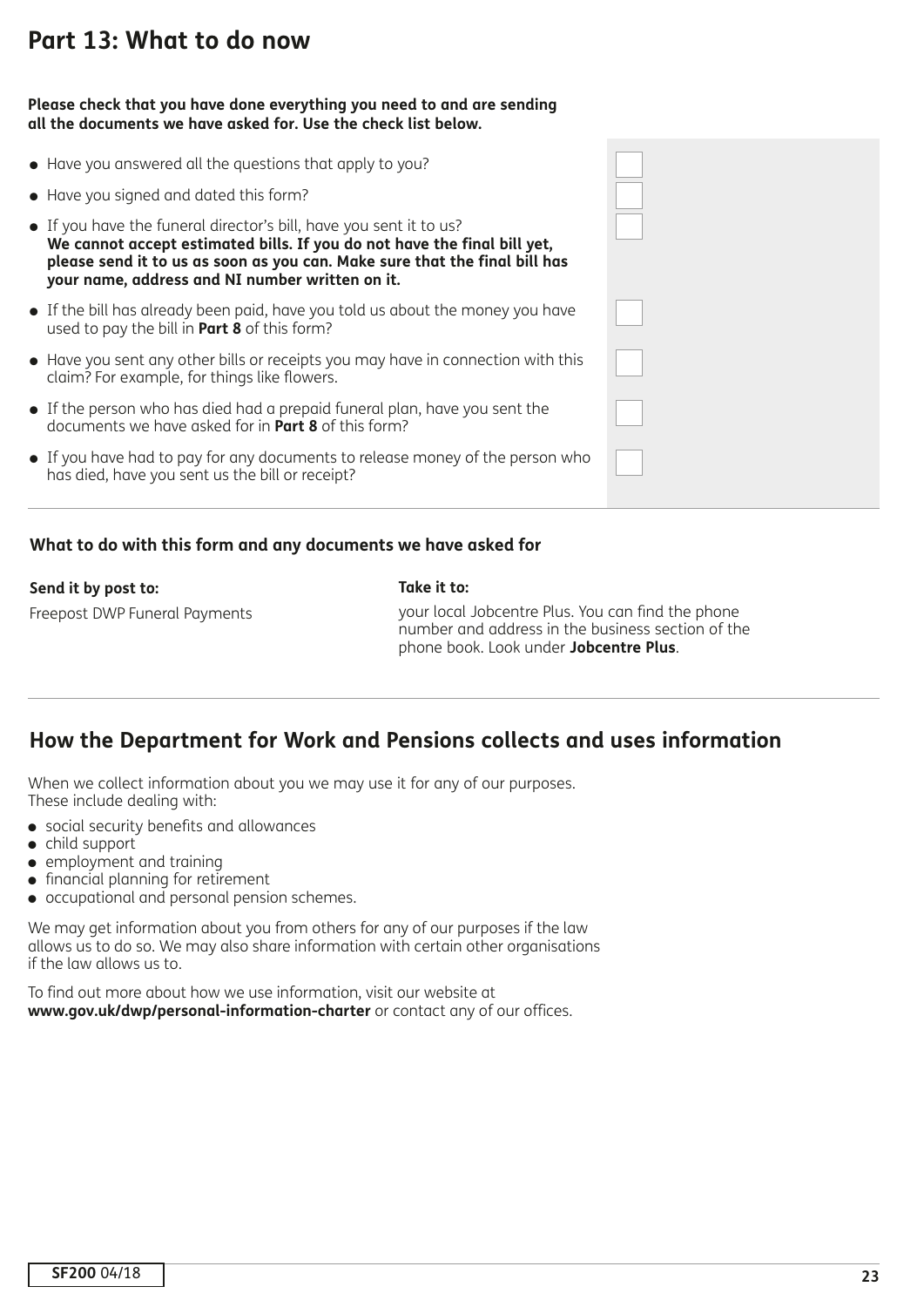# Part 13: What to do now

**Please check that you have done everything you need to and are sending all the documents we have asked for. Use the check list below.**

- Have you answered all the questions that apply to you? ☐
- Have you signed and dated this form? ☐
- If you have the funeral director's bill, have you sent it to us? **We cannot accept estimated bills. If you do not have the final bill yet, please send it to us as soon as you can. Make sure that the final bill has your name, address and NI number written on it.** ☐
- If the bill has already been paid, have you told us about the money you have used to pay the bill in **Part 8** of this form? ☐
- Have you sent any other bills or receipts you may have in connection with this claim? For example, for things like flowers. ☐
- If the person who has died had a prepaid funeral plan, have you sent the documents we have asked for in **Part 8** of this form? ☐
- If you have had to pay for any documents to release money of the person who has died, have you sent us the bill or receipt? ☐

### What to do with this form and any documents we have asked for

**Send it by post to:**

Freepost DWP Funeral Payments

**Take it to:**

your local Jobcentre Plus. You can find the phone number and address in the business section of the phone book. Look under **Jobcentre Plus**.

## How the Department for Work and Pensions collects and uses information

When we collect information about you we may use it for any of our purposes. These include dealing with:

- social security benefits and allowances
- child support
- employment and training
- financial planning for retirement
- occupational and personal pension schemes.

We may get information about you from others for any of our purposes if the law allows us to do so. We may also share information with certain other organisations if the law allows us to.

To find out more about how we use information, visit our website at **www.gov.uk/dwp/personal-information-charter** or contact any of our offices.

**SF200** 04/18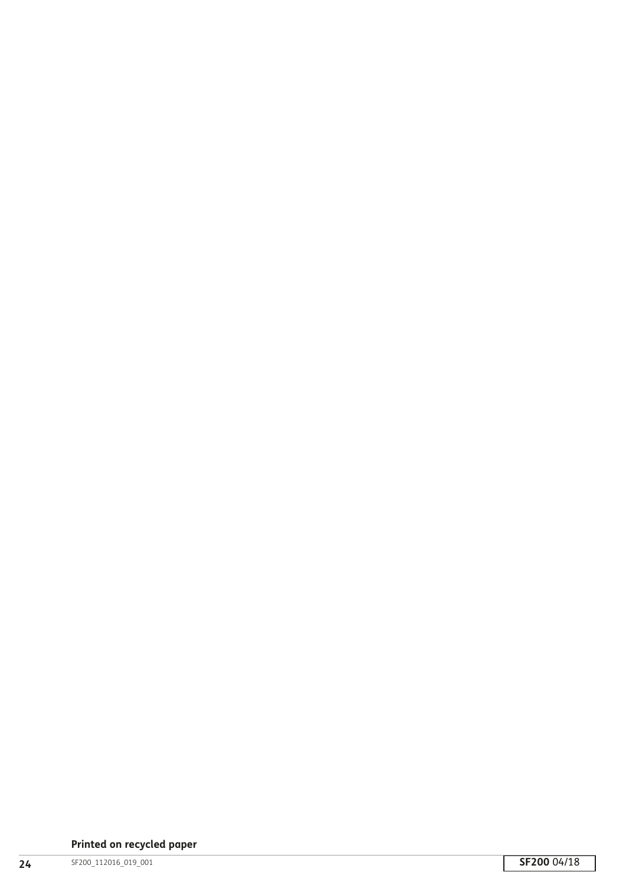**Printed on recycled paper**

SF200_112016_019_001

**SF200** 04/18